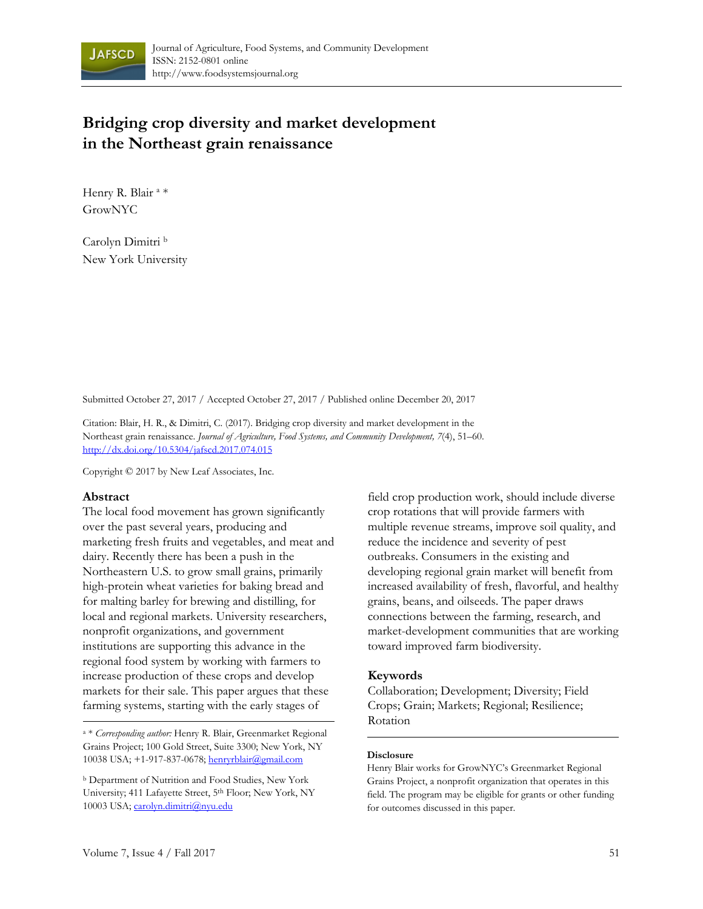Journal of Agriculture, Food Systems, and Community Development
ISSN: 2152-0801 online
http://www.foodsystemsjournal.org

# Bridging crop diversity and market development in the Northeast grain renaissance

Henry R. Blair [a] *
GrowNYC

Carolyn Dimitri [b]
New York University

Submitted October 27, 2017 / Accepted October 27, 2017 / Published online December 20, 2017

Citation: Blair, H. R., & Dimitri, C. (2017). Bridging crop diversity and market development in the Northeast grain renaissance. *Journal of Agriculture, Food Systems, and Community Development, 7*(4), 51–60. http://dx.doi.org/10.5304/jafscd.2017.074.015

Copyright © 2017 by New Leaf Associates, Inc.

## Abstract

The local food movement has grown significantly over the past several years, producing and marketing fresh fruits and vegetables, and meat and dairy. Recently there has been a push in the Northeastern U.S. to grow small grains, primarily high-protein wheat varieties for baking bread and for malting barley for brewing and distilling, for local and regional markets. University researchers, nonprofit organizations, and government institutions are supporting this advance in the regional food system by working with farmers to increase production of these crops and develop markets for their sale. This paper argues that these farming systems, starting with the early stages of field crop production work, should include diverse crop rotations that will provide farmers with multiple revenue streams, improve soil quality, and reduce the incidence and severity of pest outbreaks. Consumers in the existing and developing regional grain market will benefit from increased availability of fresh, flavorful, and healthy grains, beans, and oilseeds. The paper draws connections between the farming, research, and market-development communities that are working toward improved farm biodiversity.

## Keywords

Collaboration; Development; Diversity; Field Crops; Grain; Markets; Regional; Resilience; Rotation

[a] * *Corresponding author:* Henry R. Blair, Greenmarket Regional Grains Project; 100 Gold Street, Suite 3300; New York, NY 10038 USA; +1-917-837-0678; henryrblair@gmail.com

[b] Department of Nutrition and Food Studies, New York University; 411 Lafayette Street, 5th Floor; New York, NY 10003 USA; carolyn.dimitri@nyu.edu

**Disclosure**

Henry Blair works for GrowNYC's Greenmarket Regional Grains Project, a nonprofit organization that operates in this field. The program may be eligible for grants or other funding for outcomes discussed in this paper.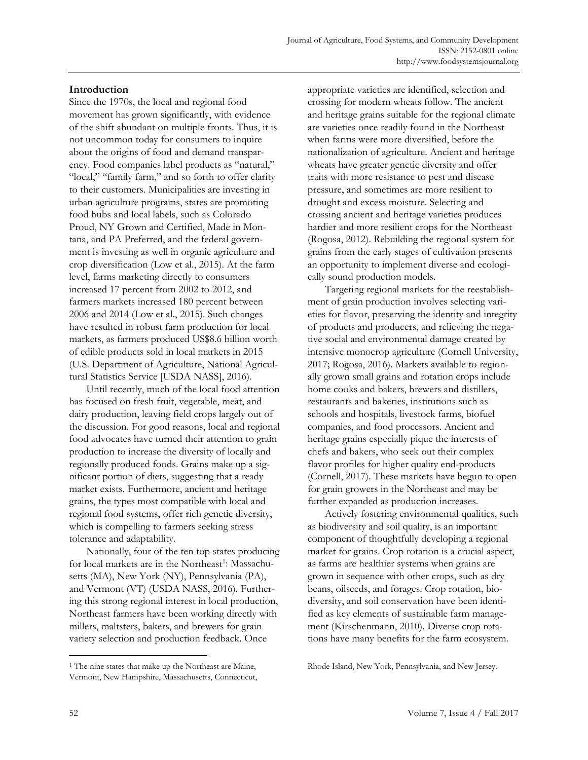## Introduction

Since the 1970s, the local and regional food movement has grown significantly, with evidence of the shift abundant on multiple fronts. Thus, it is not uncommon today for consumers to inquire about the origins of food and demand transparency. Food companies label products as "natural," "local," "family farm," and so forth to offer clarity to their customers. Municipalities are investing in urban agriculture programs, states are promoting food hubs and local labels, such as Colorado Proud, NY Grown and Certified, Made in Montana, and PA Preferred, and the federal government is investing as well in organic agriculture and crop diversification (Low et al., 2015). At the farm level, farms marketing directly to consumers increased 17 percent from 2002 to 2012, and farmers markets increased 180 percent between 2006 and 2014 (Low et al., 2015). Such changes have resulted in robust farm production for local markets, as farmers produced US$8.6 billion worth of edible products sold in local markets in 2015 (U.S. Department of Agriculture, National Agricultural Statistics Service [USDA NASS], 2016).

Until recently, much of the local food attention has focused on fresh fruit, vegetable, meat, and dairy production, leaving field crops largely out of the discussion. For good reasons, local and regional food advocates have turned their attention to grain production to increase the diversity of locally and regionally produced foods. Grains make up a significant portion of diets, suggesting that a ready market exists. Furthermore, ancient and heritage grains, the types most compatible with local and regional food systems, offer rich genetic diversity, which is compelling to farmers seeking stress tolerance and adaptability.

Nationally, four of the ten top states producing for local markets are in the Northeast[1]: Massachusetts (MA), New York (NY), Pennsylvania (PA), and Vermont (VT) (USDA NASS, 2016). Furthering this strong regional interest in local production, Northeast farmers have been working directly with millers, maltsters, bakers, and brewers for grain variety selection and production feedback. Once appropriate varieties are identified, selection and crossing for modern wheats follow. The ancient and heritage grains suitable for the regional climate are varieties once readily found in the Northeast when farms were more diversified, before the nationalization of agriculture. Ancient and heritage wheats have greater genetic diversity and offer traits with more resistance to pest and disease pressure, and sometimes are more resilient to drought and excess moisture. Selecting and crossing ancient and heritage varieties produces hardier and more resilient crops for the Northeast (Rogosa, 2012). Rebuilding the regional system for grains from the early stages of cultivation presents an opportunity to implement diverse and ecologically sound production models.

Targeting regional markets for the reestablishment of grain production involves selecting varieties for flavor, preserving the identity and integrity of products and producers, and relieving the negative social and environmental damage created by intensive monocrop agriculture (Cornell University, 2017; Rogosa, 2016). Markets available to regionally grown small grains and rotation crops include home cooks and bakers, brewers and distillers, restaurants and bakeries, institutions such as schools and hospitals, livestock farms, biofuel companies, and food processors. Ancient and heritage grains especially pique the interests of chefs and bakers, who seek out their complex flavor profiles for higher quality end-products (Cornell, 2017). These markets have begun to open for grain growers in the Northeast and may be further expanded as production increases.

Actively fostering environmental qualities, such as biodiversity and soil quality, is an important component of thoughtfully developing a regional market for grains. Crop rotation is a crucial aspect, as farms are healthier systems when grains are grown in sequence with other crops, such as dry beans, oilseeds, and forages. Crop rotation, biodiversity, and soil conservation have been identified as key elements of sustainable farm management (Kirschenmann, 2010). Diverse crop rotations have many benefits for the farm ecosystem.

---

[1] The nine states that make up the Northeast are Maine, Vermont, New Hampshire, Massachusetts, Connecticut, Rhode Island, New York, Pennsylvania, and New Jersey.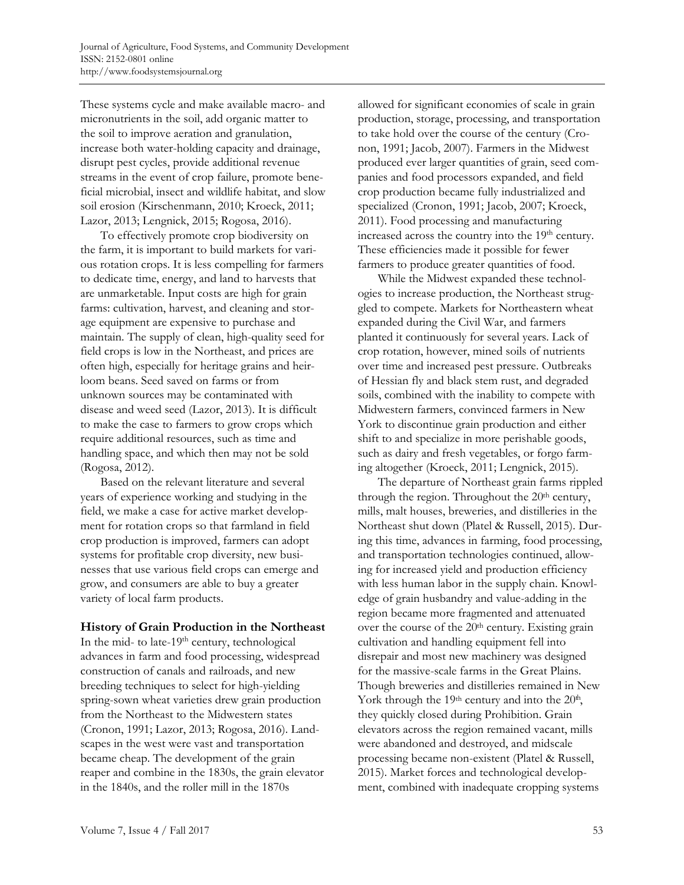These systems cycle and make available macro- and micronutrients in the soil, add organic matter to the soil to improve aeration and granulation, increase both water-holding capacity and drainage, disrupt pest cycles, provide additional revenue streams in the event of crop failure, promote beneficial microbial, insect and wildlife habitat, and slow soil erosion (Kirschenmann, 2010; Kroeck, 2011; Lazor, 2013; Lengnick, 2015; Rogosa, 2016).

To effectively promote crop biodiversity on the farm, it is important to build markets for various rotation crops. It is less compelling for farmers to dedicate time, energy, and land to harvests that are unmarketable. Input costs are high for grain farms: cultivation, harvest, and cleaning and storage equipment are expensive to purchase and maintain. The supply of clean, high-quality seed for field crops is low in the Northeast, and prices are often high, especially for heritage grains and heirloom beans. Seed saved on farms or from unknown sources may be contaminated with disease and weed seed (Lazor, 2013). It is difficult to make the case to farmers to grow crops which require additional resources, such as time and handling space, and which then may not be sold (Rogosa, 2012).

Based on the relevant literature and several years of experience working and studying in the field, we make a case for active market development for rotation crops so that farmland in field crop production is improved, farmers can adopt systems for profitable crop diversity, new businesses that use various field crops can emerge and grow, and consumers are able to buy a greater variety of local farm products.

## History of Grain Production in the Northeast

In the mid- to late-19th century, technological advances in farm and food processing, widespread construction of canals and railroads, and new breeding techniques to select for high-yielding spring-sown wheat varieties drew grain production from the Northeast to the Midwestern states (Cronon, 1991; Lazor, 2013; Rogosa, 2016). Landscapes in the west were vast and transportation became cheap. The development of the grain reaper and combine in the 1830s, the grain elevator in the 1840s, and the roller mill in the 1870s allowed for significant economies of scale in grain production, storage, processing, and transportation to take hold over the course of the century (Cronon, 1991; Jacob, 2007). Farmers in the Midwest produced ever larger quantities of grain, seed companies and food processors expanded, and field crop production became fully industrialized and specialized (Cronon, 1991; Jacob, 2007; Kroeck, 2011). Food processing and manufacturing increased across the country into the 19th century. These efficiencies made it possible for fewer farmers to produce greater quantities of food.

While the Midwest expanded these technologies to increase production, the Northeast struggled to compete. Markets for Northeastern wheat expanded during the Civil War, and farmers planted it continuously for several years. Lack of crop rotation, however, mined soils of nutrients over time and increased pest pressure. Outbreaks of Hessian fly and black stem rust, and degraded soils, combined with the inability to compete with Midwestern farmers, convinced farmers in New York to discontinue grain production and either shift to and specialize in more perishable goods, such as dairy and fresh vegetables, or forgo farming altogether (Kroeck, 2011; Lengnick, 2015).

The departure of Northeast grain farms rippled through the region. Throughout the 20th century, mills, malt houses, breweries, and distilleries in the Northeast shut down (Platel & Russell, 2015). During this time, advances in farming, food processing, and transportation technologies continued, allowing for increased yield and production efficiency with less human labor in the supply chain. Knowledge of grain husbandry and value-adding in the region became more fragmented and attenuated over the course of the 20th century. Existing grain cultivation and handling equipment fell into disrepair and most new machinery was designed for the massive-scale farms in the Great Plains. Though breweries and distilleries remained in New York through the 19th century and into the 20th, they quickly closed during Prohibition. Grain elevators across the region remained vacant, mills were abandoned and destroyed, and midscale processing became non-existent (Platel & Russell, 2015). Market forces and technological development, combined with inadequate cropping systems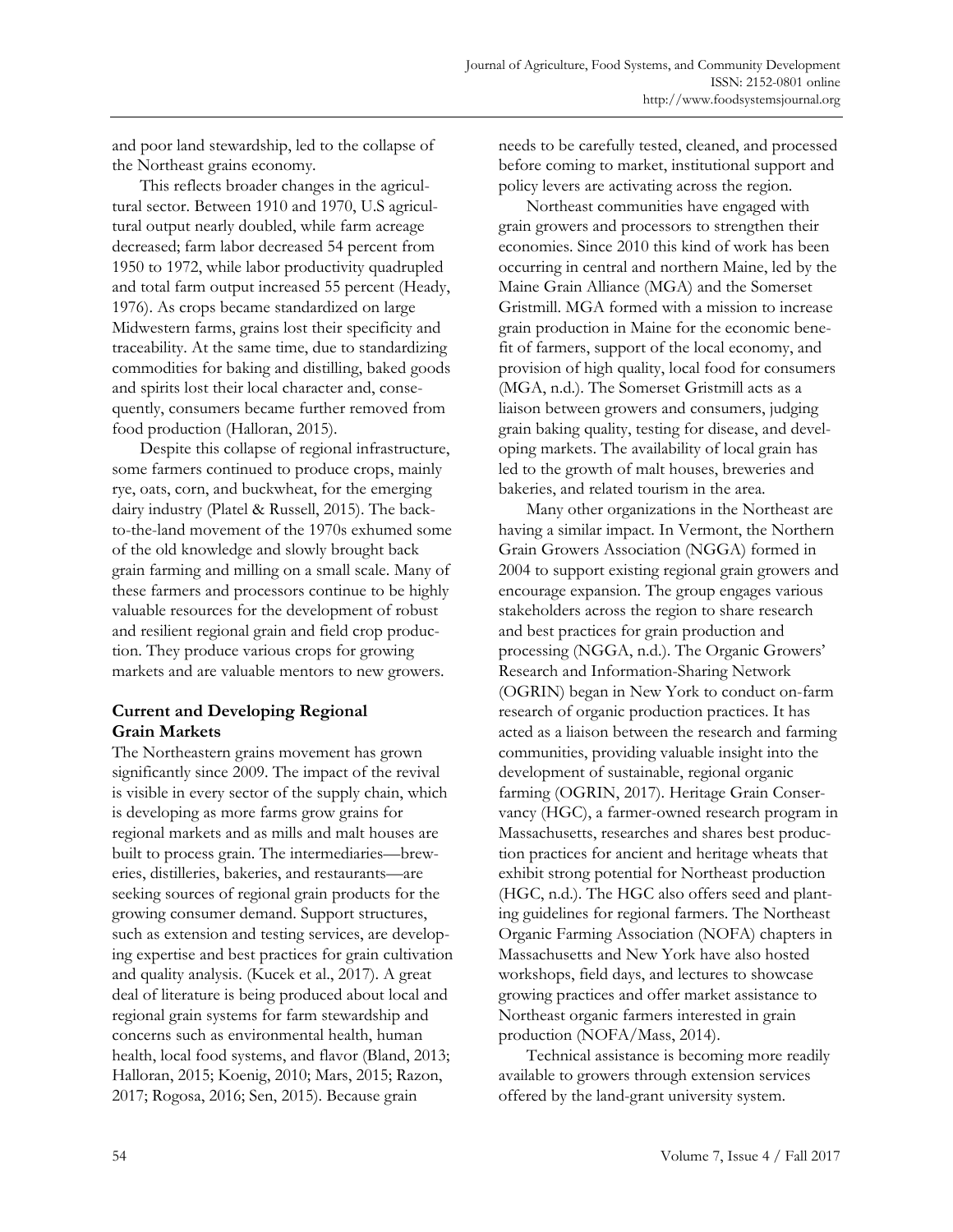and poor land stewardship, led to the collapse of the Northeast grains economy.

This reflects broader changes in the agricultural sector. Between 1910 and 1970, U.S agricultural output nearly doubled, while farm acreage decreased; farm labor decreased 54 percent from 1950 to 1972, while labor productivity quadrupled and total farm output increased 55 percent (Heady, 1976). As crops became standardized on large Midwestern farms, grains lost their specificity and traceability. At the same time, due to standardizing commodities for baking and distilling, baked goods and spirits lost their local character and, consequently, consumers became further removed from food production (Halloran, 2015).

Despite this collapse of regional infrastructure, some farmers continued to produce crops, mainly rye, oats, corn, and buckwheat, for the emerging dairy industry (Platel & Russell, 2015). The back-to-the-land movement of the 1970s exhumed some of the old knowledge and slowly brought back grain farming and milling on a small scale. Many of these farmers and processors continue to be highly valuable resources for the development of robust and resilient regional grain and field crop production. They produce various crops for growing markets and are valuable mentors to new growers.

### Current and Developing Regional Grain Markets

The Northeastern grains movement has grown significantly since 2009. The impact of the revival is visible in every sector of the supply chain, which is developing as more farms grow grains for regional markets and as mills and malt houses are built to process grain. The intermediaries—breweries, distilleries, bakeries, and restaurants—are seeking sources of regional grain products for the growing consumer demand. Support structures, such as extension and testing services, are developing expertise and best practices for grain cultivation and quality analysis. (Kucek et al., 2017). A great deal of literature is being produced about local and regional grain systems for farm stewardship and concerns such as environmental health, human health, local food systems, and flavor (Bland, 2013; Halloran, 2015; Koenig, 2010; Mars, 2015; Razon, 2017; Rogosa, 2016; Sen, 2015). Because grain needs to be carefully tested, cleaned, and processed before coming to market, institutional support and policy levers are activating across the region.

Northeast communities have engaged with grain growers and processors to strengthen their economies. Since 2010 this kind of work has been occurring in central and northern Maine, led by the Maine Grain Alliance (MGA) and the Somerset Gristmill. MGA formed with a mission to increase grain production in Maine for the economic benefit of farmers, support of the local economy, and provision of high quality, local food for consumers (MGA, n.d.). The Somerset Gristmill acts as a liaison between growers and consumers, judging grain baking quality, testing for disease, and developing markets. The availability of local grain has led to the growth of malt houses, breweries and bakeries, and related tourism in the area.

Many other organizations in the Northeast are having a similar impact. In Vermont, the Northern Grain Growers Association (NGGA) formed in 2004 to support existing regional grain growers and encourage expansion. The group engages various stakeholders across the region to share research and best practices for grain production and processing (NGGA, n.d.). The Organic Growers' Research and Information-Sharing Network (OGRIN) began in New York to conduct on-farm research of organic production practices. It has acted as a liaison between the research and farming communities, providing valuable insight into the development of sustainable, regional organic farming (OGRIN, 2017). Heritage Grain Conservancy (HGC), a farmer-owned research program in Massachusetts, researches and shares best production practices for ancient and heritage wheats that exhibit strong potential for Northeast production (HGC, n.d.). The HGC also offers seed and planting guidelines for regional farmers. The Northeast Organic Farming Association (NOFA) chapters in Massachusetts and New York have also hosted workshops, field days, and lectures to showcase growing practices and offer market assistance to Northeast organic farmers interested in grain production (NOFA/Mass, 2014).

Technical assistance is becoming more readily available to growers through extension services offered by the land-grant university system.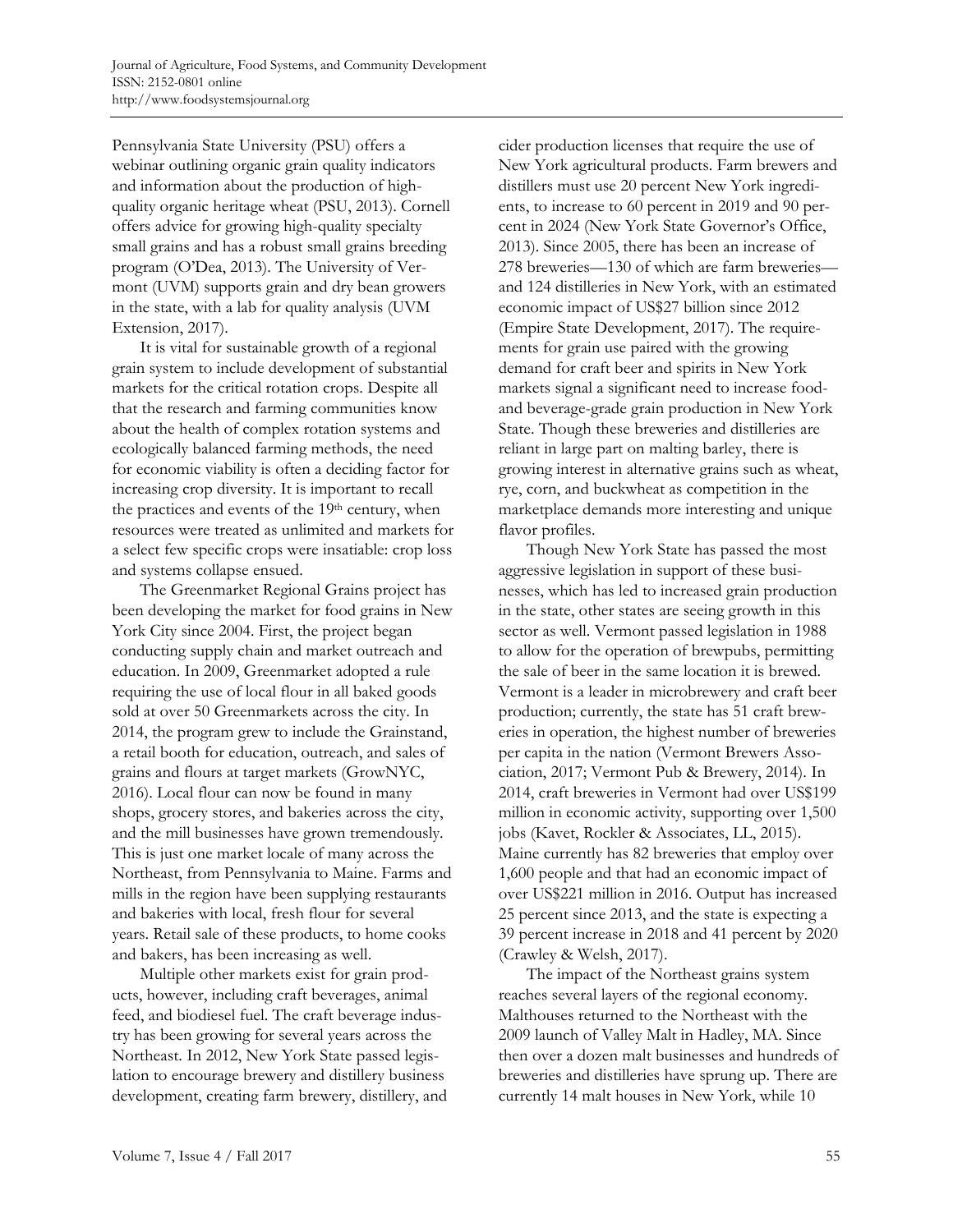Pennsylvania State University (PSU) offers a webinar outlining organic grain quality indicators and information about the production of high-quality organic heritage wheat (PSU, 2013). Cornell offers advice for growing high-quality specialty small grains and has a robust small grains breeding program (O'Dea, 2013). The University of Vermont (UVM) supports grain and dry bean growers in the state, with a lab for quality analysis (UVM Extension, 2017).

It is vital for sustainable growth of a regional grain system to include development of substantial markets for the critical rotation crops. Despite all that the research and farming communities know about the health of complex rotation systems and ecologically balanced farming methods, the need for economic viability is often a deciding factor for increasing crop diversity. It is important to recall the practices and events of the 19th century, when resources were treated as unlimited and markets for a select few specific crops were insatiable: crop loss and systems collapse ensued.

The Greenmarket Regional Grains project has been developing the market for food grains in New York City since 2004. First, the project began conducting supply chain and market outreach and education. In 2009, Greenmarket adopted a rule requiring the use of local flour in all baked goods sold at over 50 Greenmarkets across the city. In 2014, the program grew to include the Grainstand, a retail booth for education, outreach, and sales of grains and flours at target markets (GrowNYC, 2016). Local flour can now be found in many shops, grocery stores, and bakeries across the city, and the mill businesses have grown tremendously. This is just one market locale of many across the Northeast, from Pennsylvania to Maine. Farms and mills in the region have been supplying restaurants and bakeries with local, fresh flour for several years. Retail sale of these products, to home cooks and bakers, has been increasing as well.

Multiple other markets exist for grain products, however, including craft beverages, animal feed, and biodiesel fuel. The craft beverage industry has been growing for several years across the Northeast. In 2012, New York State passed legislation to encourage brewery and distillery business development, creating farm brewery, distillery, and cider production licenses that require the use of New York agricultural products. Farm brewers and distillers must use 20 percent New York ingredients, to increase to 60 percent in 2019 and 90 percent in 2024 (New York State Governor's Office, 2013). Since 2005, there has been an increase of 278 breweries—130 of which are farm breweries—and 124 distilleries in New York, with an estimated economic impact of US$27 billion since 2012 (Empire State Development, 2017). The requirements for grain use paired with the growing demand for craft beer and spirits in New York markets signal a significant need to increase food- and beverage-grade grain production in New York State. Though these breweries and distilleries are reliant in large part on malting barley, there is growing interest in alternative grains such as wheat, rye, corn, and buckwheat as competition in the marketplace demands more interesting and unique flavor profiles.

Though New York State has passed the most aggressive legislation in support of these businesses, which has led to increased grain production in the state, other states are seeing growth in this sector as well. Vermont passed legislation in 1988 to allow for the operation of brewpubs, permitting the sale of beer in the same location it is brewed. Vermont is a leader in microbrewery and craft beer production; currently, the state has 51 craft breweries in operation, the highest number of breweries per capita in the nation (Vermont Brewers Association, 2017; Vermont Pub & Brewery, 2014). In 2014, craft breweries in Vermont had over US$199 million in economic activity, supporting over 1,500 jobs (Kavet, Rockler & Associates, LL, 2015). Maine currently has 82 breweries that employ over 1,600 people and that had an economic impact of over US$221 million in 2016. Output has increased 25 percent since 2013, and the state is expecting a 39 percent increase in 2018 and 41 percent by 2020 (Crawley & Welsh, 2017).

The impact of the Northeast grains system reaches several layers of the regional economy. Malthouses returned to the Northeast with the 2009 launch of Valley Malt in Hadley, MA. Since then over a dozen malt businesses and hundreds of breweries and distilleries have sprung up. There are currently 14 malt houses in New York, while 10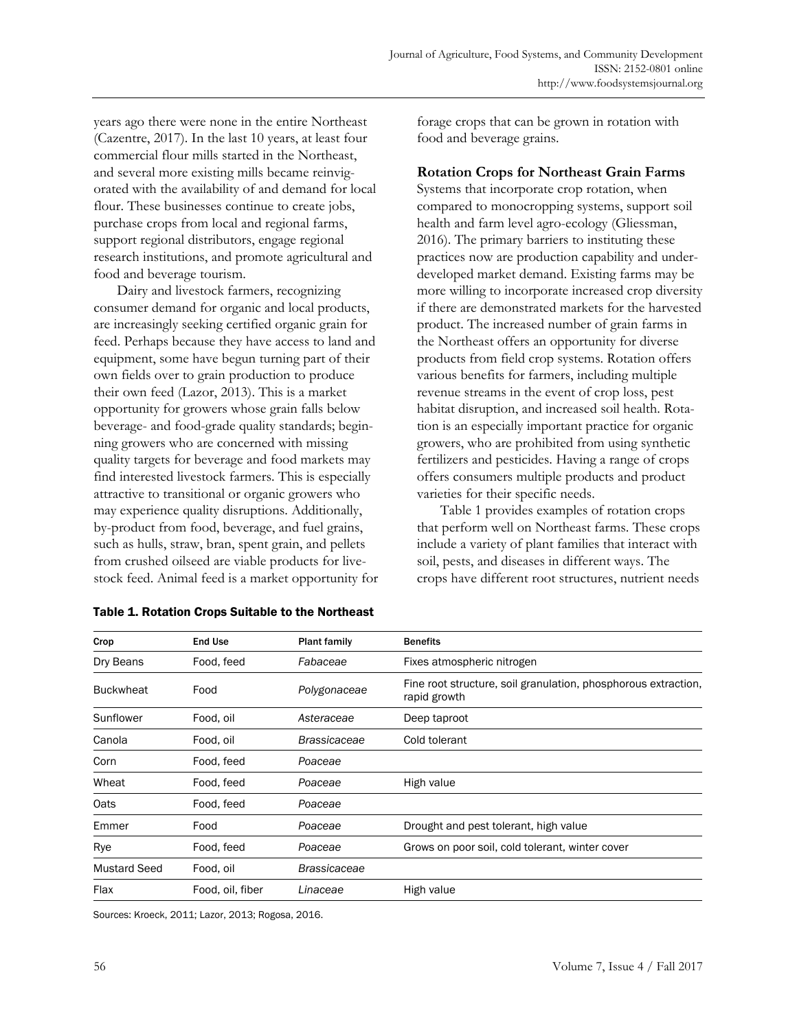years ago there were none in the entire Northeast (Cazentre, 2017). In the last 10 years, at least four commercial flour mills started in the Northeast, and several more existing mills became reinvigorated with the availability of and demand for local flour. These businesses continue to create jobs, purchase crops from local and regional farms, support regional distributors, engage regional research institutions, and promote agricultural and food and beverage tourism.

Dairy and livestock farmers, recognizing consumer demand for organic and local products, are increasingly seeking certified organic grain for feed. Perhaps because they have access to land and equipment, some have begun turning part of their own fields over to grain production to produce their own feed (Lazor, 2013). This is a market opportunity for growers whose grain falls below beverage- and food-grade quality standards; beginning growers who are concerned with missing quality targets for beverage and food markets may find interested livestock farmers. This is especially attractive to transitional or organic growers who may experience quality disruptions. Additionally, by-product from food, beverage, and fuel grains, such as hulls, straw, bran, spent grain, and pellets from crushed oilseed are viable products for livestock feed. Animal feed is a market opportunity for forage crops that can be grown in rotation with food and beverage grains.

**Rotation Crops for Northeast Grain Farms**

Systems that incorporate crop rotation, when compared to monocropping systems, support soil health and farm level agro-ecology (Gliessman, 2016). The primary barriers to instituting these practices now are production capability and underdeveloped market demand. Existing farms may be more willing to incorporate increased crop diversity if there are demonstrated markets for the harvested product. The increased number of grain farms in the Northeast offers an opportunity for diverse products from field crop systems. Rotation offers various benefits for farmers, including multiple revenue streams in the event of crop loss, pest habitat disruption, and increased soil health. Rotation is an especially important practice for organic growers, who are prohibited from using synthetic fertilizers and pesticides. Having a range of crops offers consumers multiple products and product varieties for their specific needs.

Table 1 provides examples of rotation crops that perform well on Northeast farms. These crops include a variety of plant families that interact with soil, pests, and diseases in different ways. The crops have different root structures, nutrient needs

**Table 1. Rotation Crops Suitable to the Northeast**

| Crop | End Use | Plant family | Benefits |
|---|---|---|---|
| Dry Beans | Food, feed | *Fabaceae* | Fixes atmospheric nitrogen |
| Buckwheat | Food | *Polygonaceae* | Fine root structure, soil granulation, phosphorous extraction, rapid growth |
| Sunflower | Food, oil | *Asteraceae* | Deep taproot |
| Canola | Food, oil | *Brassicaceae* | Cold tolerant |
| Corn | Food, feed | *Poaceae* | |
| Wheat | Food, feed | *Poaceae* | High value |
| Oats | Food, feed | *Poaceae* | |
| Emmer | Food | *Poaceae* | Drought and pest tolerant, high value |
| Rye | Food, feed | *Poaceae* | Grows on poor soil, cold tolerant, winter cover |
| Mustard Seed | Food, oil | *Brassicaceae* | |
| Flax | Food, oil, fiber | *Linaceae* | High value |

Sources: Kroeck, 2011; Lazor, 2013; Rogosa, 2016.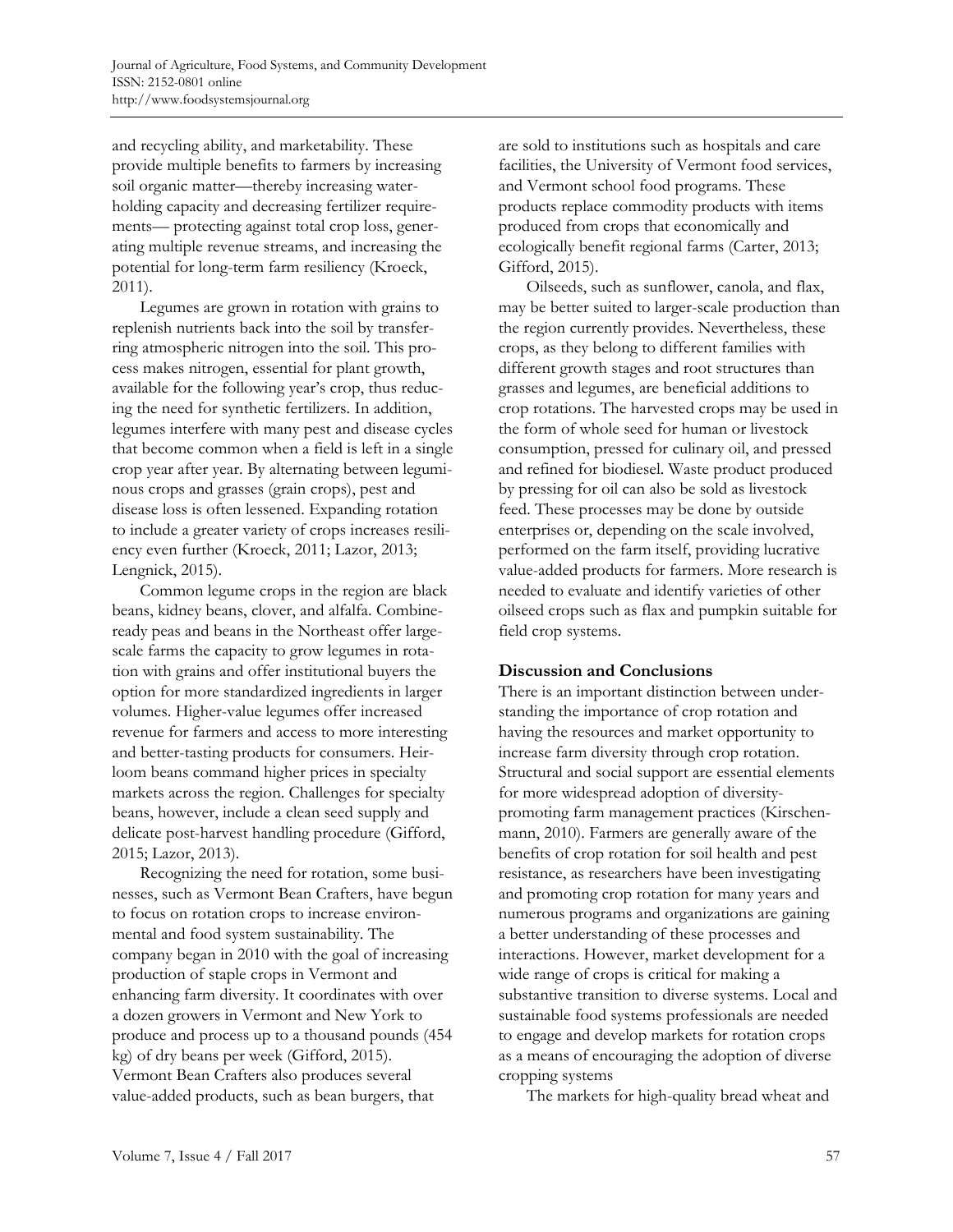and recycling ability, and marketability. These provide multiple benefits to farmers by increasing soil organic matter—thereby increasing water-holding capacity and decreasing fertilizer requirements— protecting against total crop loss, generating multiple revenue streams, and increasing the potential for long-term farm resiliency (Kroeck, 2011).

Legumes are grown in rotation with grains to replenish nutrients back into the soil by transferring atmospheric nitrogen into the soil. This process makes nitrogen, essential for plant growth, available for the following year's crop, thus reducing the need for synthetic fertilizers. In addition, legumes interfere with many pest and disease cycles that become common when a field is left in a single crop year after year. By alternating between leguminous crops and grasses (grain crops), pest and disease loss is often lessened. Expanding rotation to include a greater variety of crops increases resiliency even further (Kroeck, 2011; Lazor, 2013; Lengnick, 2015).

Common legume crops in the region are black beans, kidney beans, clover, and alfalfa. Combine-ready peas and beans in the Northeast offer large-scale farms the capacity to grow legumes in rotation with grains and offer institutional buyers the option for more standardized ingredients in larger volumes. Higher-value legumes offer increased revenue for farmers and access to more interesting and better-tasting products for consumers. Heirloom beans command higher prices in specialty markets across the region. Challenges for specialty beans, however, include a clean seed supply and delicate post-harvest handling procedure (Gifford, 2015; Lazor, 2013).

Recognizing the need for rotation, some businesses, such as Vermont Bean Crafters, have begun to focus on rotation crops to increase environmental and food system sustainability. The company began in 2010 with the goal of increasing production of staple crops in Vermont and enhancing farm diversity. It coordinates with over a dozen growers in Vermont and New York to produce and process up to a thousand pounds (454 kg) of dry beans per week (Gifford, 2015). Vermont Bean Crafters also produces several value-added products, such as bean burgers, that are sold to institutions such as hospitals and care facilities, the University of Vermont food services, and Vermont school food programs. These products replace commodity products with items produced from crops that economically and ecologically benefit regional farms (Carter, 2013; Gifford, 2015).

Oilseeds, such as sunflower, canola, and flax, may be better suited to larger-scale production than the region currently provides. Nevertheless, these crops, as they belong to different families with different growth stages and root structures than grasses and legumes, are beneficial additions to crop rotations. The harvested crops may be used in the form of whole seed for human or livestock consumption, pressed for culinary oil, and pressed and refined for biodiesel. Waste product produced by pressing for oil can also be sold as livestock feed. These processes may be done by outside enterprises or, depending on the scale involved, performed on the farm itself, providing lucrative value-added products for farmers. More research is needed to evaluate and identify varieties of other oilseed crops such as flax and pumpkin suitable for field crop systems.

## Discussion and Conclusions

There is an important distinction between understanding the importance of crop rotation and having the resources and market opportunity to increase farm diversity through crop rotation. Structural and social support are essential elements for more widespread adoption of diversity-promoting farm management practices (Kirschenmann, 2010). Farmers are generally aware of the benefits of crop rotation for soil health and pest resistance, as researchers have been investigating and promoting crop rotation for many years and numerous programs and organizations are gaining a better understanding of these processes and interactions. However, market development for a wide range of crops is critical for making a substantive transition to diverse systems. Local and sustainable food systems professionals are needed to engage and develop markets for rotation crops as a means of encouraging the adoption of diverse cropping systems

The markets for high-quality bread wheat and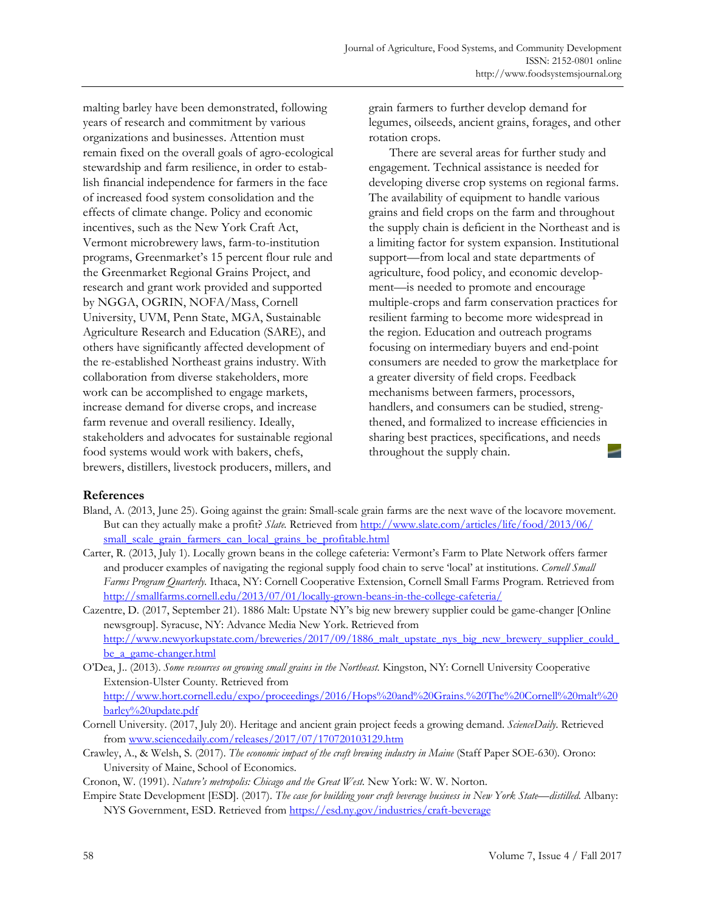malting barley have been demonstrated, following years of research and commitment by various organizations and businesses. Attention must remain fixed on the overall goals of agro-ecological stewardship and farm resilience, in order to establish financial independence for farmers in the face of increased food system consolidation and the effects of climate change. Policy and economic incentives, such as the New York Craft Act, Vermont microbrewery laws, farm-to-institution programs, Greenmarket's 15 percent flour rule and the Greenmarket Regional Grains Project, and research and grant work provided and supported by NGGA, OGRIN, NOFA/Mass, Cornell University, UVM, Penn State, MGA, Sustainable Agriculture Research and Education (SARE), and others have significantly affected development of the re-established Northeast grains industry. With collaboration from diverse stakeholders, more work can be accomplished to engage markets, increase demand for diverse crops, and increase farm revenue and overall resiliency. Ideally, stakeholders and advocates for sustainable regional food systems would work with bakers, chefs, brewers, distillers, livestock producers, millers, and grain farmers to further develop demand for legumes, oilseeds, ancient grains, forages, and other rotation crops.

There are several areas for further study and engagement. Technical assistance is needed for developing diverse crop systems on regional farms. The availability of equipment to handle various grains and field crops on the farm and throughout the supply chain is deficient in the Northeast and is a limiting factor for system expansion. Institutional support—from local and state departments of agriculture, food policy, and economic development—is needed to promote and encourage multiple-crops and farm conservation practices for resilient farming to become more widespread in the region. Education and outreach programs focusing on intermediary buyers and end-point consumers are needed to grow the marketplace for a greater diversity of field crops. Feedback mechanisms between farmers, processors, handlers, and consumers can be studied, strengthened, and formalized to increase efficiencies in sharing best practices, specifications, and needs throughout the supply chain.

## References

Bland, A. (2013, June 25). Going against the grain: Small-scale grain farms are the next wave of the locavore movement. But can they actually make a profit? *Slate.* Retrieved from http://www.slate.com/articles/life/food/2013/06/small_scale_grain_farmers_can_local_grains_be_profitable.html

Carter, R. (2013, July 1). Locally grown beans in the college cafeteria: Vermont's Farm to Plate Network offers farmer and producer examples of navigating the regional supply food chain to serve 'local' at institutions. *Cornell Small Farms Program Quarterly.* Ithaca, NY: Cornell Cooperative Extension, Cornell Small Farms Program. Retrieved from http://smallfarms.cornell.edu/2013/07/01/locally-grown-beans-in-the-college-cafeteria/

Cazentre, D. (2017, September 21). 1886 Malt: Upstate NY's big new brewery supplier could be game-changer [Online newsgroup]. Syracuse, NY: Advance Media New York. Retrieved from http://www.newyorkupstate.com/breweries/2017/09/1886_malt_upstate_nys_big_new_brewery_supplier_could_be_a_game-changer.html

O'Dea, J.. (2013). *Some resources on growing small grains in the Northeast.* Kingston, NY: Cornell University Cooperative Extension-Ulster County. Retrieved from http://www.hort.cornell.edu/expo/proceedings/2016/Hops%20and%20Grains.%20The%20Cornell%20malt%20barley%20update.pdf

Cornell University. (2017, July 20). Heritage and ancient grain project feeds a growing demand. *ScienceDaily.* Retrieved from www.sciencedaily.com/releases/2017/07/170720103129.htm

Crawley, A., & Welsh, S. (2017). *The economic impact of the craft brewing industry in Maine* (Staff Paper SOE-630). Orono: University of Maine, School of Economics.

Cronon, W. (1991). *Nature's metropolis: Chicago and the Great West.* New York: W. W. Norton.

Empire State Development [ESD]. (2017). *The case for building your craft beverage business in New York State—distilled.* Albany: NYS Government, ESD. Retrieved from https://esd.ny.gov/industries/craft-beverage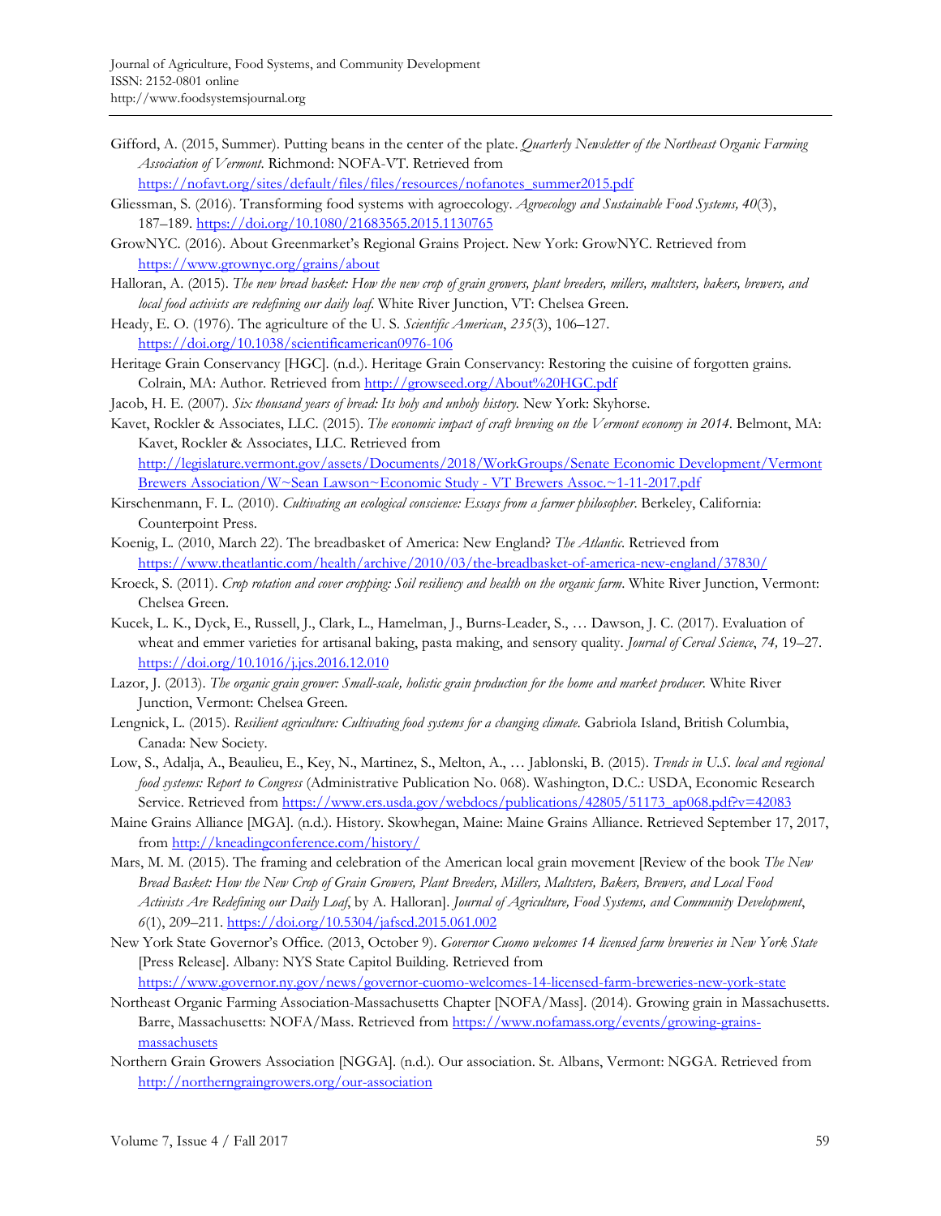Gifford, A. (2015, Summer). Putting beans in the center of the plate. *Quarterly Newsletter of the Northeast Organic Farming Association of Vermont*. Richmond: NOFA-VT. Retrieved from https://nofavt.org/sites/default/files/files/resources/nofanotes_summer2015.pdf

Gliessman, S. (2016). Transforming food systems with agroecology. *Agroecology and Sustainable Food Systems, 40*(3), 187–189. https://doi.org/10.1080/21683565.2015.1130765

GrowNYC. (2016). About Greenmarket's Regional Grains Project. New York: GrowNYC. Retrieved from https://www.grownyc.org/grains/about

Halloran, A. (2015). *The new bread basket: How the new crop of grain growers, plant breeders, millers, maltsters, bakers, brewers, and local food activists are redefining our daily loaf*. White River Junction, VT: Chelsea Green.

Heady, E. O. (1976). The agriculture of the U. S. *Scientific American*, *235*(3), 106–127. https://doi.org/10.1038/scientificamerican0976-106

Heritage Grain Conservancy [HGC]. (n.d.). Heritage Grain Conservancy: Restoring the cuisine of forgotten grains. Colrain, MA: Author. Retrieved from http://growseed.org/About%20HGC.pdf

Jacob, H. E. (2007). *Six thousand years of bread: Its holy and unholy history.* New York: Skyhorse.

Kavet, Rockler & Associates, LLC. (2015). *The economic impact of craft brewing on the Vermont economy in 2014*. Belmont, MA: Kavet, Rockler & Associates, LLC. Retrieved from http://legislature.vermont.gov/assets/Documents/2018/WorkGroups/Senate Economic Development/Vermont Brewers Association/W~Sean Lawson~Economic Study - VT Brewers Assoc.~1-11-2017.pdf

Kirschenmann, F. L. (2010). *Cultivating an ecological conscience: Essays from a farmer philosopher*. Berkeley, California: Counterpoint Press.

Koenig, L. (2010, March 22). The breadbasket of America: New England? *The Atlantic*. Retrieved from https://www.theatlantic.com/health/archive/2010/03/the-breadbasket-of-america-new-england/37830/

Kroeck, S. (2011). *Crop rotation and cover cropping: Soil resiliency and health on the organic farm*. White River Junction, Vermont: Chelsea Green.

Kucek, L. K., Dyck, E., Russell, J., Clark, L., Hamelman, J., Burns-Leader, S., … Dawson, J. C. (2017). Evaluation of wheat and emmer varieties for artisanal baking, pasta making, and sensory quality. *Journal of Cereal Science*, *74,* 19–27. https://doi.org/10.1016/j.jcs.2016.12.010

Lazor, J. (2013). *The organic grain grower: Small-scale, holistic grain production for the home and market producer.* White River Junction, Vermont: Chelsea Green.

Lengnick, L. (2015). *Resilient agriculture: Cultivating food systems for a changing climate*. Gabriola Island, British Columbia, Canada: New Society.

Low, S., Adalja, A., Beaulieu, E., Key, N., Martinez, S., Melton, A., … Jablonski, B. (2015). *Trends in U.S. local and regional food systems: Report to Congress* (Administrative Publication No. 068). Washington, D.C.: USDA, Economic Research Service. Retrieved from https://www.ers.usda.gov/webdocs/publications/42805/51173_ap068.pdf?v=42083

Maine Grains Alliance [MGA]. (n.d.). History. Skowhegan, Maine: Maine Grains Alliance. Retrieved September 17, 2017, from http://kneadingconference.com/history/

Mars, M. M. (2015). The framing and celebration of the American local grain movement [Review of the book *The New Bread Basket: How the New Crop of Grain Growers, Plant Breeders, Millers, Maltsters, Bakers, Brewers, and Local Food Activists Are Redefining our Daily Loaf*, by A. Halloran]. *Journal of Agriculture, Food Systems, and Community Development*, *6*(1), 209–211. https://doi.org/10.5304/jafscd.2015.061.002

New York State Governor's Office. (2013, October 9). *Governor Cuomo welcomes 14 licensed farm breweries in New York State* [Press Release]. Albany: NYS State Capitol Building. Retrieved from https://www.governor.ny.gov/news/governor-cuomo-welcomes-14-licensed-farm-breweries-new-york-state

Northeast Organic Farming Association-Massachusetts Chapter [NOFA/Mass]. (2014). Growing grain in Massachusetts. Barre, Massachusetts: NOFA/Mass. Retrieved from https://www.nofamass.org/events/growing-grains-massachusets

Northern Grain Growers Association [NGGA]. (n.d.). Our association. St. Albans, Vermont: NGGA. Retrieved from http://northerngraingrowers.org/our-association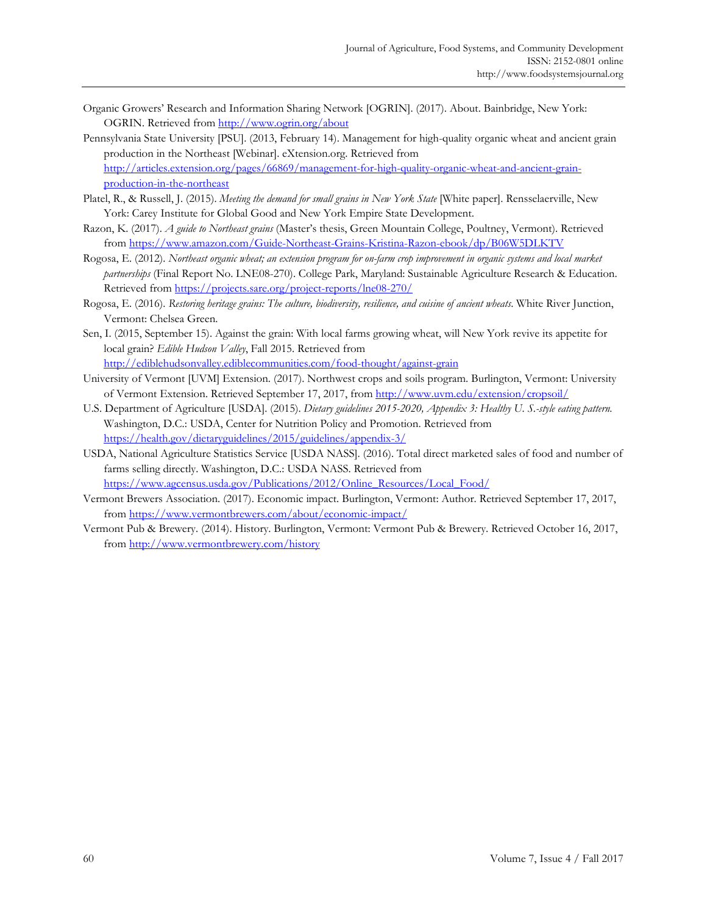Organic Growers' Research and Information Sharing Network [OGRIN]. (2017). About. Bainbridge, New York: OGRIN. Retrieved from http://www.ogrin.org/about

Pennsylvania State University [PSU]. (2013, February 14). Management for high-quality organic wheat and ancient grain production in the Northeast [Webinar]. eXtension.org. Retrieved from http://articles.extension.org/pages/66869/management-for-high-quality-organic-wheat-and-ancient-grain-production-in-the-northeast

Platel, R., & Russell, J. (2015). *Meeting the demand for small grains in New York State* [White paper]. Rensselaerville, New York: Carey Institute for Global Good and New York Empire State Development.

Razon, K. (2017). *A guide to Northeast grains* (Master's thesis, Green Mountain College, Poultney, Vermont). Retrieved from https://www.amazon.com/Guide-Northeast-Grains-Kristina-Razon-ebook/dp/B06W5DLKTV

Rogosa, E. (2012). *Northeast organic wheat; an extension program for on-farm crop improvement in organic systems and local market partnerships* (Final Report No. LNE08-270). College Park, Maryland: Sustainable Agriculture Research & Education. Retrieved from https://projects.sare.org/project-reports/lne08-270/

Rogosa, E. (2016). *Restoring heritage grains: The culture, biodiversity, resilience, and cuisine of ancient wheats*. White River Junction, Vermont: Chelsea Green.

Sen, I. (2015, September 15). Against the grain: With local farms growing wheat, will New York revive its appetite for local grain? *Edible Hudson Valley*, Fall 2015. Retrieved from http://ediblehudsonvalley.ediblecommunities.com/food-thought/against-grain

University of Vermont [UVM] Extension. (2017). Northwest crops and soils program. Burlington, Vermont: University of Vermont Extension. Retrieved September 17, 2017, from http://www.uvm.edu/extension/cropsoil/

U.S. Department of Agriculture [USDA]. (2015). *Dietary guidelines 2015-2020, Appendix 3: Healthy U. S.-style eating pattern.* Washington, D.C.: USDA, Center for Nutrition Policy and Promotion. Retrieved from https://health.gov/dietaryguidelines/2015/guidelines/appendix-3/

USDA, National Agriculture Statistics Service [USDA NASS]. (2016). Total direct marketed sales of food and number of farms selling directly. Washington, D.C.: USDA NASS. Retrieved from https://www.agcensus.usda.gov/Publications/2012/Online_Resources/Local_Food/

Vermont Brewers Association. (2017). Economic impact. Burlington, Vermont: Author. Retrieved September 17, 2017, from https://www.vermontbrewers.com/about/economic-impact/

Vermont Pub & Brewery. (2014). History. Burlington, Vermont: Vermont Pub & Brewery. Retrieved October 16, 2017, from http://www.vermontbrewery.com/history